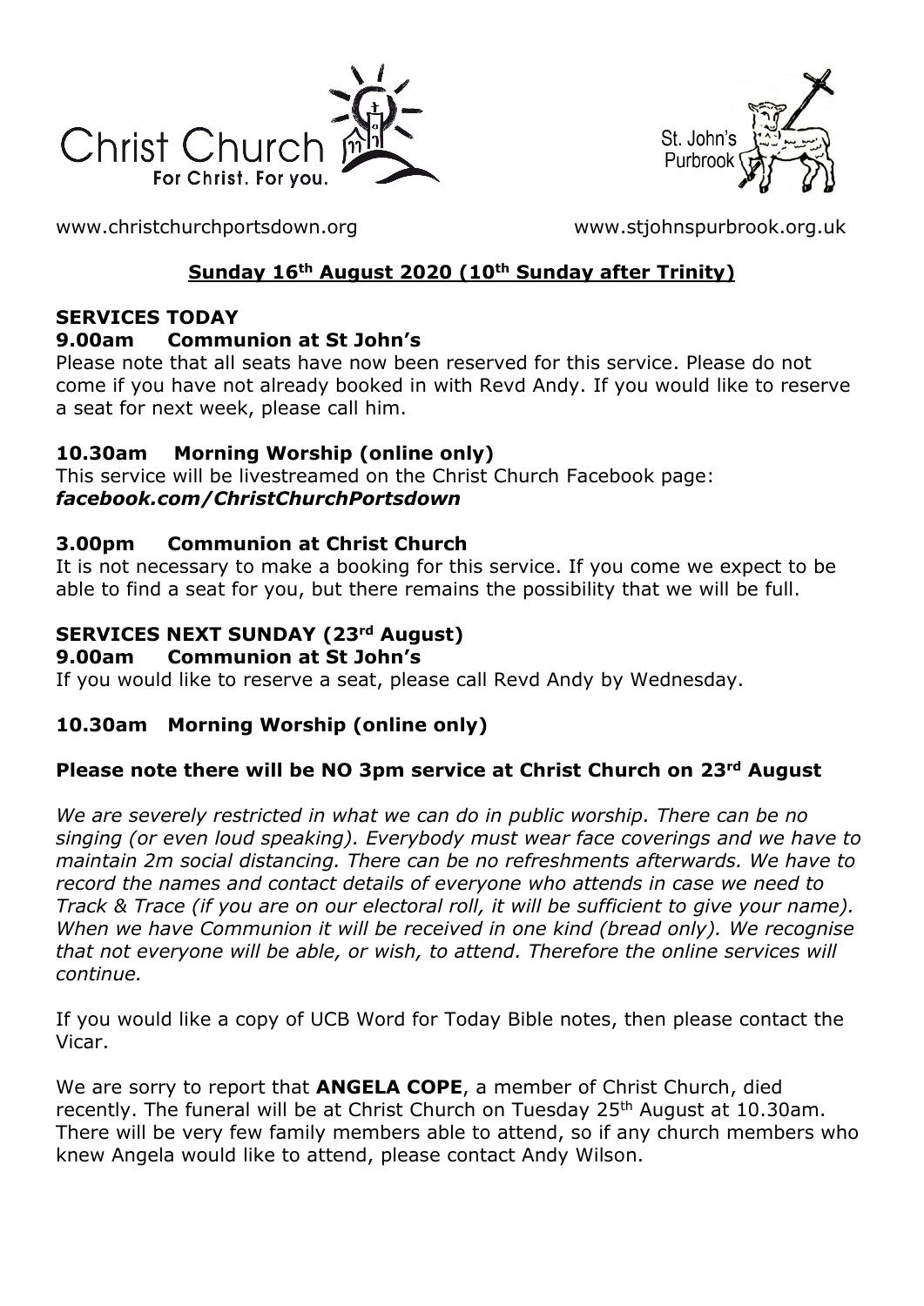Christ Church
For Christ. For you.

St. John's Purbrook

www.christchurchportsdown.org www.stjohnspurbrook.org.uk

## Sunday 16th August 2020 (10th Sunday after Trinity)

### SERVICES TODAY

**9.00am Communion at St John's**

Please note that all seats have now been reserved for this service. Please do not come if you have not already booked in with Revd Andy. If you would like to reserve a seat for next week, please call him.

**10.30am Morning Worship (online only)**

This service will be livestreamed on the Christ Church Facebook page: ***facebook.com/ChristChurchPortsdown***

**3.00pm Communion at Christ Church**

It is not necessary to make a booking for this service. If you come we expect to be able to find a seat for you, but there remains the possibility that we will be full.

### SERVICES NEXT SUNDAY (23rd August)

**9.00am Communion at St John's**

If you would like to reserve a seat, please call Revd Andy by Wednesday.

**10.30am Morning Worship (online only)**

**Please note there will be NO 3pm service at Christ Church on 23rd August**

*We are severely restricted in what we can do in public worship. There can be no singing (or even loud speaking). Everybody must wear face coverings and we have to maintain 2m social distancing. There can be no refreshments afterwards. We have to record the names and contact details of everyone who attends in case we need to Track & Trace (if you are on our electoral roll, it will be sufficient to give your name). When we have Communion it will be received in one kind (bread only). We recognise that not everyone will be able, or wish, to attend. Therefore the online services will continue.*

If you would like a copy of UCB Word for Today Bible notes, then please contact the Vicar.

We are sorry to report that **ANGELA COPE**, a member of Christ Church, died recently. The funeral will be at Christ Church on Tuesday 25th August at 10.30am. There will be very few family members able to attend, so if any church members who knew Angela would like to attend, please contact Andy Wilson.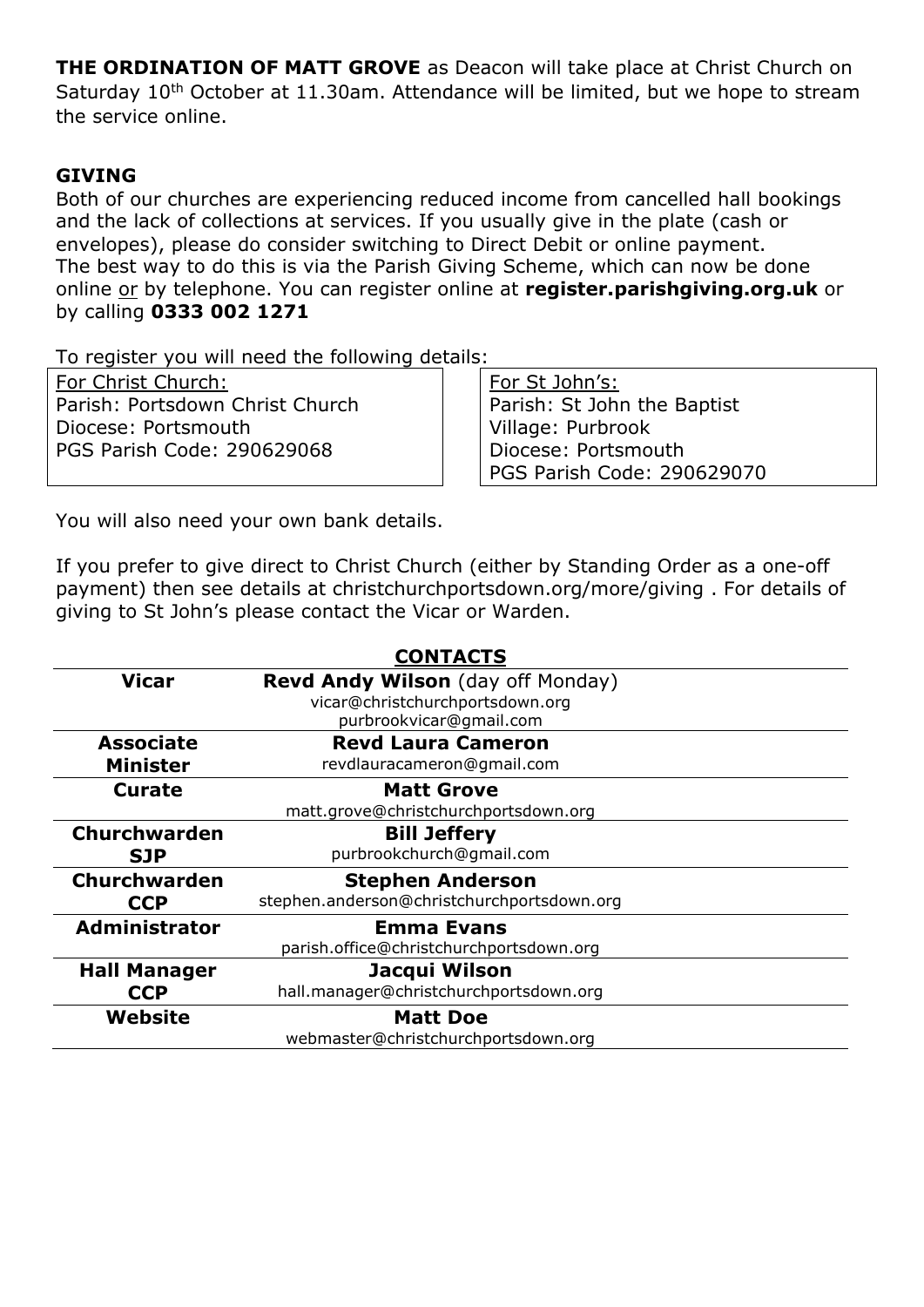**THE ORDINATION OF MATT GROVE** as Deacon will take place at Christ Church on Saturday 10th October at 11.30am. Attendance will be limited, but we hope to stream the service online.

**GIVING**

Both of our churches are experiencing reduced income from cancelled hall bookings and the lack of collections at services. If you usually give in the plate (cash or envelopes), please do consider switching to Direct Debit or online payment. The best way to do this is via the Parish Giving Scheme, which can now be done online or by telephone. You can register online at **register.parishgiving.org.uk** or by calling **0333 002 1271**

To register you will need the following details:

| For Christ Church: | For St John's: |
|---|---|
| Parish: Portsdown Christ Church | Parish: St John the Baptist |
| Diocese: Portsmouth | Village: Purbrook |
| PGS Parish Code: 290629068 | Diocese: Portsmouth |
| | PGS Parish Code: 290629070 |

You will also need your own bank details.

If you prefer to give direct to Christ Church (either by Standing Order as a one-off payment) then see details at christchurchportsdown.org/more/giving . For details of giving to St John's please contact the Vicar or Warden.

**CONTACTS**

| | |
|---|---|
| **Vicar** | **Revd Andy Wilson** (day off Monday)<br>vicar@christchurchportsdown.org<br>purbrookvicar@gmail.com |
| **Associate Minister** | **Revd Laura Cameron**<br>revdlauracameron@gmail.com |
| **Curate** | **Matt Grove**<br>matt.grove@christchurchportsdown.org |
| **Churchwarden SJP** | **Bill Jeffery**<br>purbrookchurch@gmail.com |
| **Churchwarden CCP** | **Stephen Anderson**<br>stephen.anderson@christchurchportsdown.org |
| **Administrator** | **Emma Evans**<br>parish.office@christchurchportsdown.org |
| **Hall Manager CCP** | **Jacqui Wilson**<br>hall.manager@christchurchportsdown.org |
| **Website** | **Matt Doe**<br>webmaster@christchurchportsdown.org |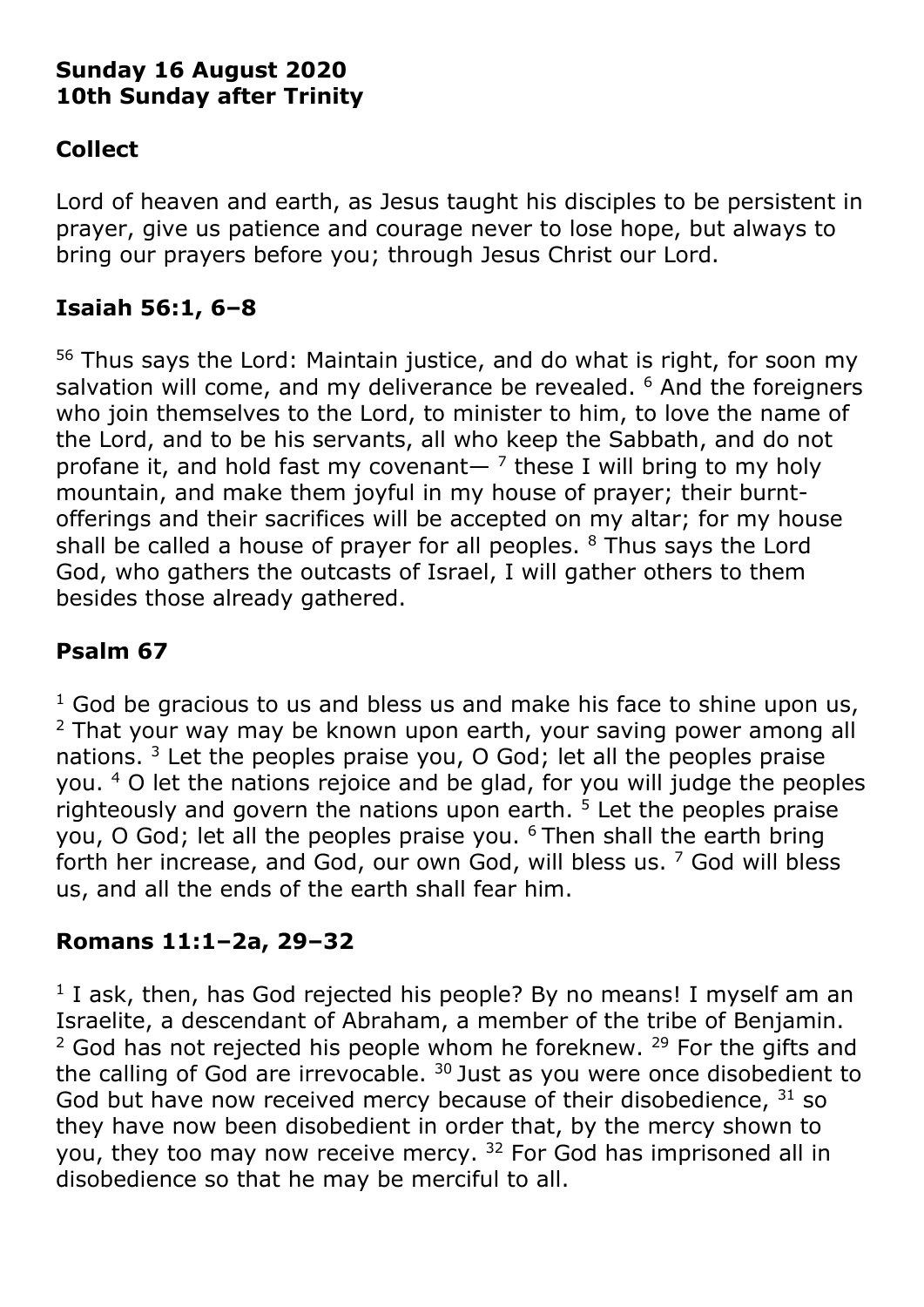**Sunday 16 August 2020**
**10th Sunday after Trinity**

## Collect

Lord of heaven and earth, as Jesus taught his disciples to be persistent in prayer, give us patience and courage never to lose hope, but always to bring our prayers before you; through Jesus Christ our Lord.

## Isaiah 56:1, 6–8

[56] Thus says the Lord: Maintain justice, and do what is right, for soon my salvation will come, and my deliverance be revealed. [6] And the foreigners who join themselves to the Lord, to minister to him, to love the name of the Lord, and to be his servants, all who keep the Sabbath, and do not profane it, and hold fast my covenant— [7] these I will bring to my holy mountain, and make them joyful in my house of prayer; their burnt-offerings and their sacrifices will be accepted on my altar; for my house shall be called a house of prayer for all peoples. [8] Thus says the Lord God, who gathers the outcasts of Israel, I will gather others to them besides those already gathered.

## Psalm 67

[1] God be gracious to us and bless us and make his face to shine upon us, [2] That your way may be known upon earth, your saving power among all nations. [3] Let the peoples praise you, O God; let all the peoples praise you. [4] O let the nations rejoice and be glad, for you will judge the peoples righteously and govern the nations upon earth. [5] Let the peoples praise you, O God; let all the peoples praise you. [6] Then shall the earth bring forth her increase, and God, our own God, will bless us. [7] God will bless us, and all the ends of the earth shall fear him.

## Romans 11:1–2a, 29–32

[1] I ask, then, has God rejected his people? By no means! I myself am an Israelite, a descendant of Abraham, a member of the tribe of Benjamin. [2] God has not rejected his people whom he foreknew. [29] For the gifts and the calling of God are irrevocable. [30] Just as you were once disobedient to God but have now received mercy because of their disobedience, [31] so they have now been disobedient in order that, by the mercy shown to you, they too may now receive mercy. [32] For God has imprisoned all in disobedience so that he may be merciful to all.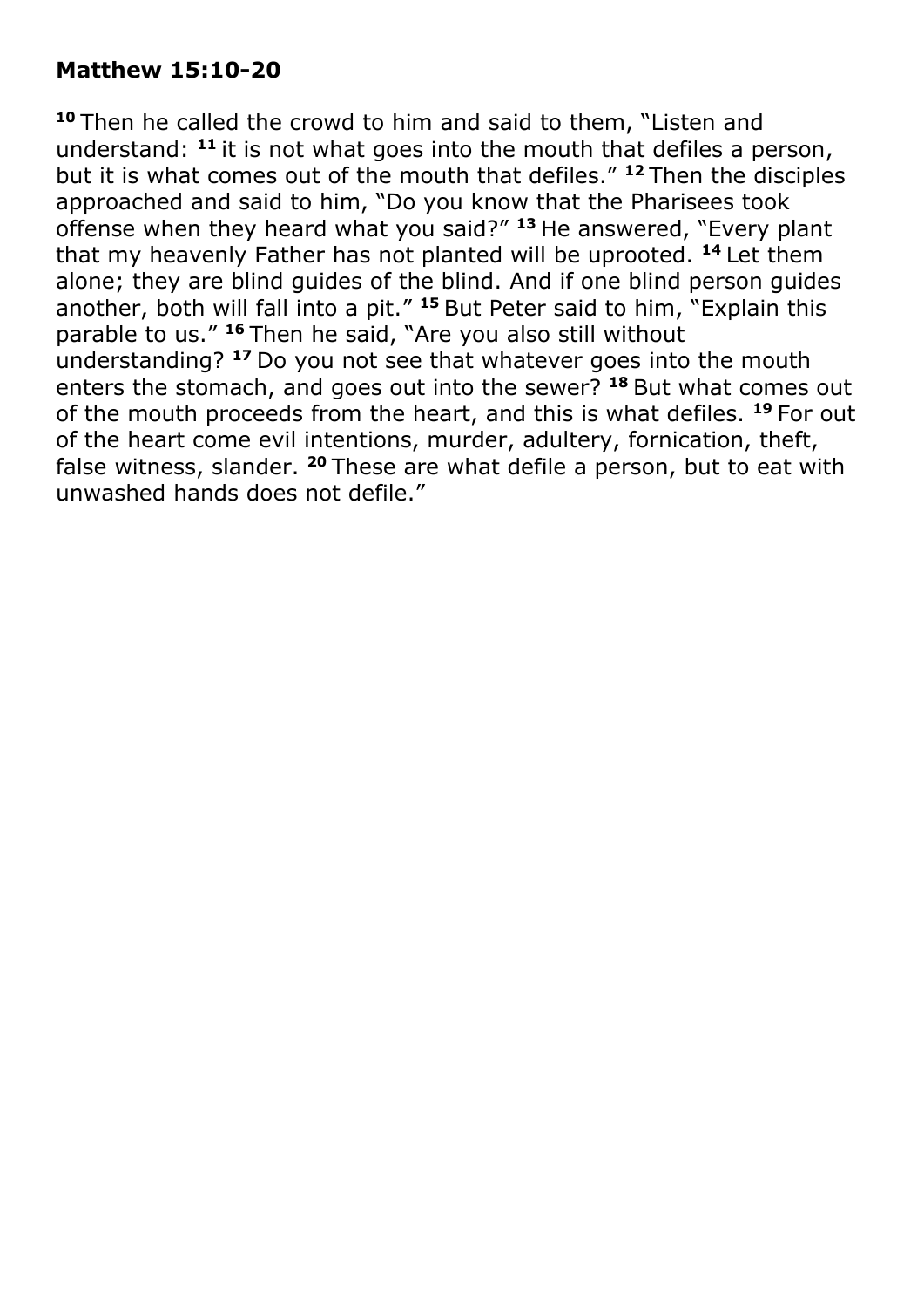**Matthew 15:10-20**

[10] Then he called the crowd to him and said to them, "Listen and understand: [11] it is not what goes into the mouth that defiles a person, but it is what comes out of the mouth that defiles." [12] Then the disciples approached and said to him, "Do you know that the Pharisees took offense when they heard what you said?" [13] He answered, "Every plant that my heavenly Father has not planted will be uprooted. [14] Let them alone; they are blind guides of the blind. And if one blind person guides another, both will fall into a pit." [15] But Peter said to him, "Explain this parable to us." [16] Then he said, "Are you also still without understanding? [17] Do you not see that whatever goes into the mouth enters the stomach, and goes out into the sewer? [18] But what comes out of the mouth proceeds from the heart, and this is what defiles. [19] For out of the heart come evil intentions, murder, adultery, fornication, theft, false witness, slander. [20] These are what defile a person, but to eat with unwashed hands does not defile."